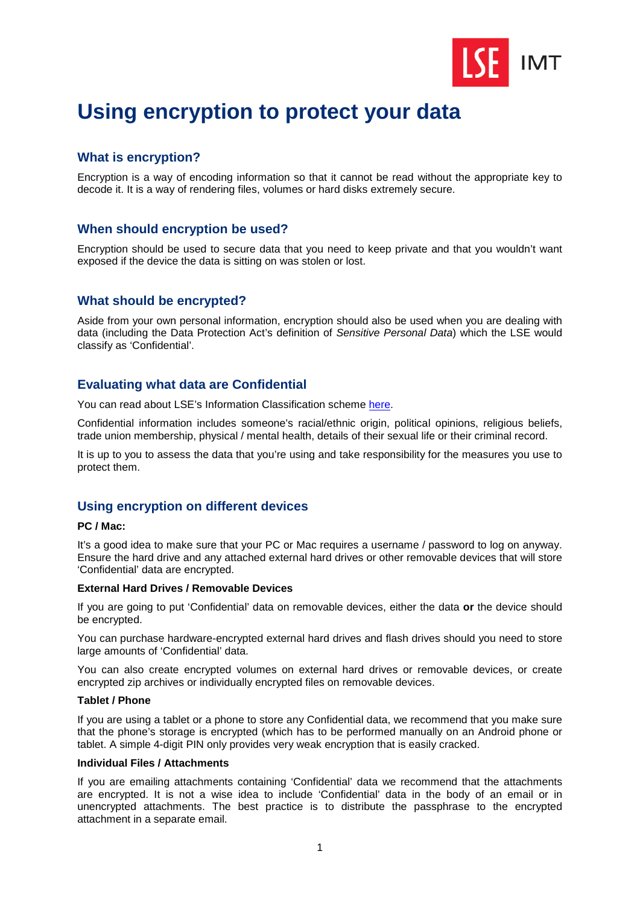# Using encryption to protect your data

## What is encryption?

Encryption is a way of encoding information so that it cannot be read without the appropriate key to decode it. It is a way of rendering files, volumes or hard disks extremely secure.

## When should encryption be used?

Encryption should be used to secure data that you need to keep private and that you wouldn't want exposed if the device the data is sitting on was stolen or lost.

## What should be encrypted?

Aside from your own personal information, encryption should also be used when you are dealing with data (including the Data Protection Act's definition of *Sensitive Personal Data*) which the LSE would classify as 'Confidential'.

## Evaluating what data are Confidential

You can read about LSE's Information Classification scheme here.

Confidential information includes someone's racial/ethnic origin, political opinions, religious beliefs, trade union membership, physical / mental health, details of their sexual life or their criminal record.

It is up to you to assess the data that you're using and take responsibility for the measures you use to protect them.

## Using encryption on different devices

### PC / Mac:

It's a good idea to make sure that your PC or Mac requires a username / password to log on anyway. Ensure the hard drive and any attached external hard drives or other removable devices that will store 'Confidential' data are encrypted.

### External Hard Drives / Removable Devices

If you are going to put 'Confidential' data on removable devices, either the data **or** the device should be encrypted.

You can purchase hardware-encrypted external hard drives and flash drives should you need to store large amounts of 'Confidential' data.

You can also create encrypted volumes on external hard drives or removable devices, or create encrypted zip archives or individually encrypted files on removable devices.

### Tablet / Phone

If you are using a tablet or a phone to store any Confidential data, we recommend that you make sure that the phone's storage is encrypted (which has to be performed manually on an Android phone or tablet. A simple 4-digit PIN only provides very weak encryption that is easily cracked.

### Individual Files / Attachments

If you are emailing attachments containing 'Confidential' data we recommend that the attachments are encrypted. It is not a wise idea to include 'Confidential' data in the body of an email or in unencrypted attachments. The best practice is to distribute the passphrase to the encrypted attachment in a separate email.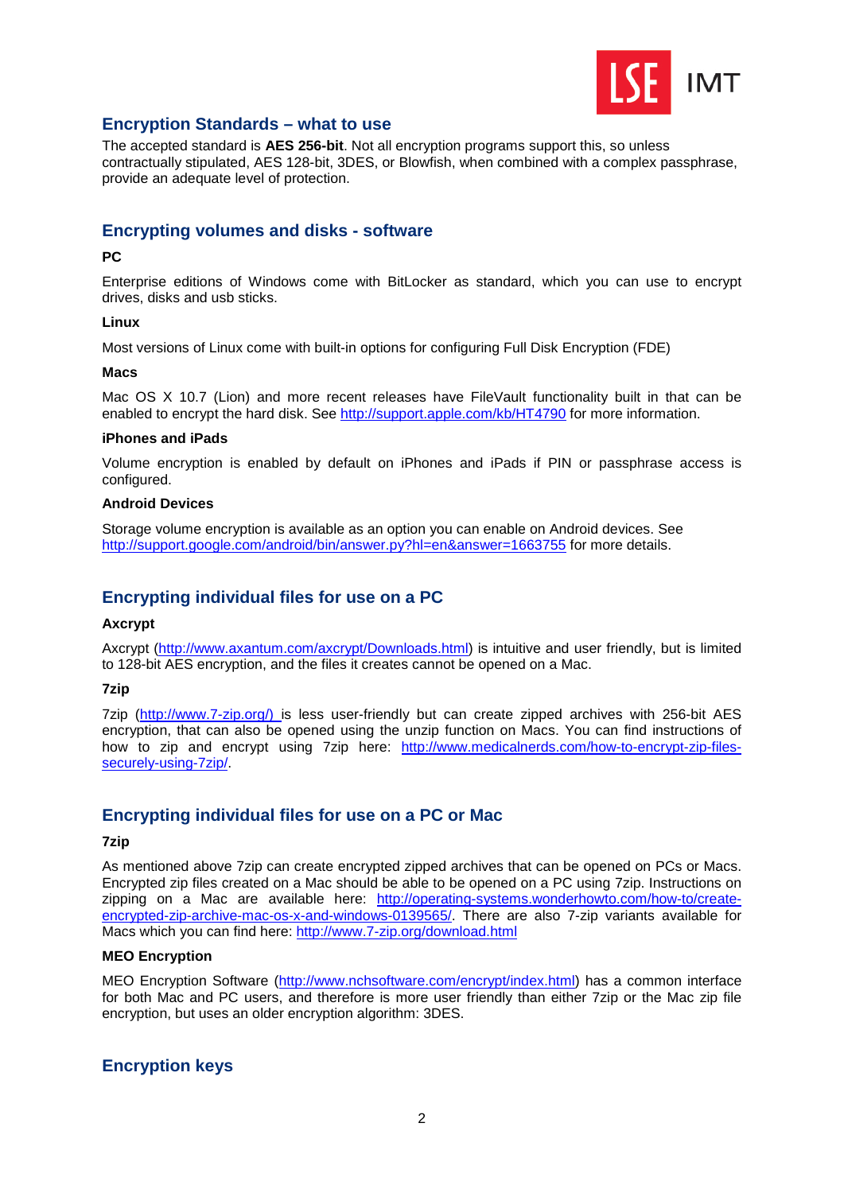## Encryption Standards – what to use

The accepted standard is **AES 256-bit**. Not all encryption programs support this, so unless contractually stipulated, AES 128-bit, 3DES, or Blowfish, when combined with a complex passphrase, provide an adequate level of protection.

## Encrypting volumes and disks - software

**PC**

Enterprise editions of Windows come with BitLocker as standard, which you can use to encrypt drives, disks and usb sticks.

**Linux**

Most versions of Linux come with built-in options for configuring Full Disk Encryption (FDE)

**Macs**

Mac OS X 10.7 (Lion) and more recent releases have FileVault functionality built in that can be enabled to encrypt the hard disk. See http://support.apple.com/kb/HT4790 for more information.

**iPhones and iPads**

Volume encryption is enabled by default on iPhones and iPads if PIN or passphrase access is configured.

**Android Devices**

Storage volume encryption is available as an option you can enable on Android devices. See http://support.google.com/android/bin/answer.py?hl=en&answer=1663755 for more details.

## Encrypting individual files for use on a PC

**Axcrypt**

Axcrypt (http://www.axantum.com/axcrypt/Downloads.html) is intuitive and user friendly, but is limited to 128-bit AES encryption, and the files it creates cannot be opened on a Mac.

**7zip**

7zip (http://www.7-zip.org/) is less user-friendly but can create zipped archives with 256-bit AES encryption, that can also be opened using the unzip function on Macs. You can find instructions of how to zip and encrypt using 7zip here: http://www.medicalnerds.com/how-to-encrypt-zip-files-securely-using-7zip/.

## Encrypting individual files for use on a PC or Mac

**7zip**

As mentioned above 7zip can create encrypted zipped archives that can be opened on PCs or Macs. Encrypted zip files created on a Mac should be able to be opened on a PC using 7zip. Instructions on zipping on a Mac are available here: http://operating-systems.wonderhowto.com/how-to/create-encrypted-zip-archive-mac-os-x-and-windows-0139565/. There are also 7-zip variants available for Macs which you can find here: http://www.7-zip.org/download.html

**MEO Encryption**

MEO Encryption Software (http://www.nchsoftware.com/encrypt/index.html) has a common interface for both Mac and PC users, and therefore is more user friendly than either 7zip or the Mac zip file encryption, but uses an older encryption algorithm: 3DES.

## Encryption keys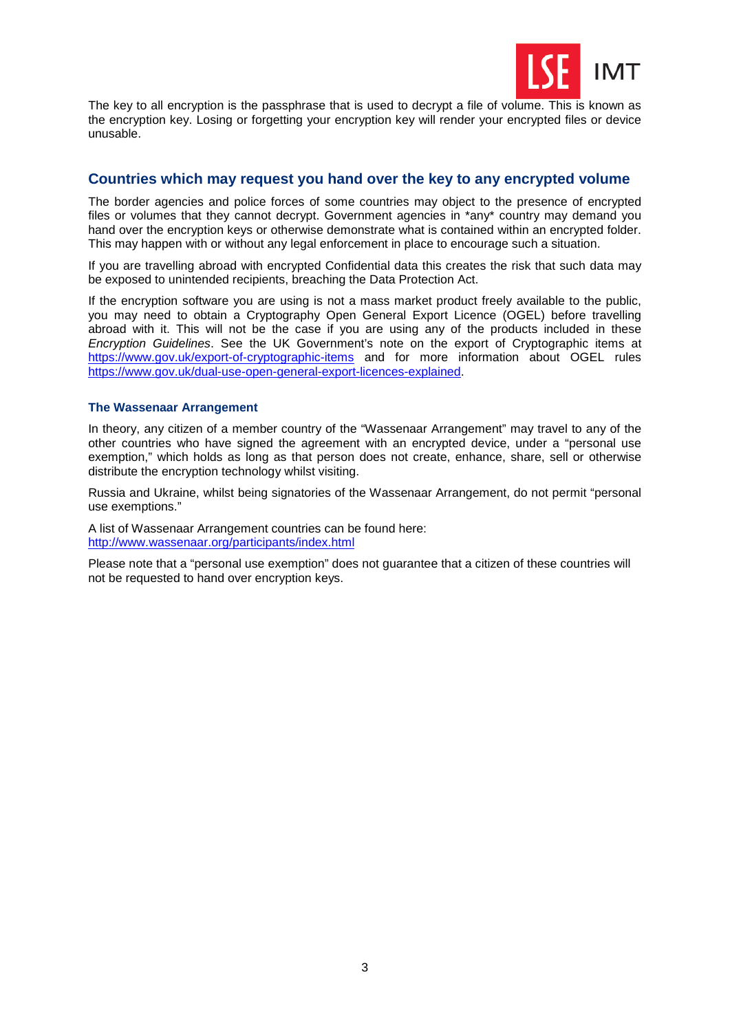The key to all encryption is the passphrase that is used to decrypt a file of volume. This is known as the encryption key. Losing or forgetting your encryption key will render your encrypted files or device unusable.

## Countries which may request you hand over the key to any encrypted volume

The border agencies and police forces of some countries may object to the presence of encrypted files or volumes that they cannot decrypt. Government agencies in *any* country may demand you hand over the encryption keys or otherwise demonstrate what is contained within an encrypted folder. This may happen with or without any legal enforcement in place to encourage such a situation.

If you are travelling abroad with encrypted Confidential data this creates the risk that such data may be exposed to unintended recipients, breaching the Data Protection Act.

If the encryption software you are using is not a mass market product freely available to the public, you may need to obtain a Cryptography Open General Export Licence (OGEL) before travelling abroad with it. This will not be the case if you are using any of the products included in these *Encryption Guidelines*. See the UK Government's note on the export of Cryptographic items at https://www.gov.uk/export-of-cryptographic-items and for more information about OGEL rules https://www.gov.uk/dual-use-open-general-export-licences-explained.

### The Wassenaar Arrangement

In theory, any citizen of a member country of the "Wassenaar Arrangement" may travel to any of the other countries who have signed the agreement with an encrypted device, under a "personal use exemption," which holds as long as that person does not create, enhance, share, sell or otherwise distribute the encryption technology whilst visiting.

Russia and Ukraine, whilst being signatories of the Wassenaar Arrangement, do not permit "personal use exemptions."

A list of Wassenaar Arrangement countries can be found here:
http://www.wassenaar.org/participants/index.html

Please note that a "personal use exemption" does not guarantee that a citizen of these countries will not be requested to hand over encryption keys.